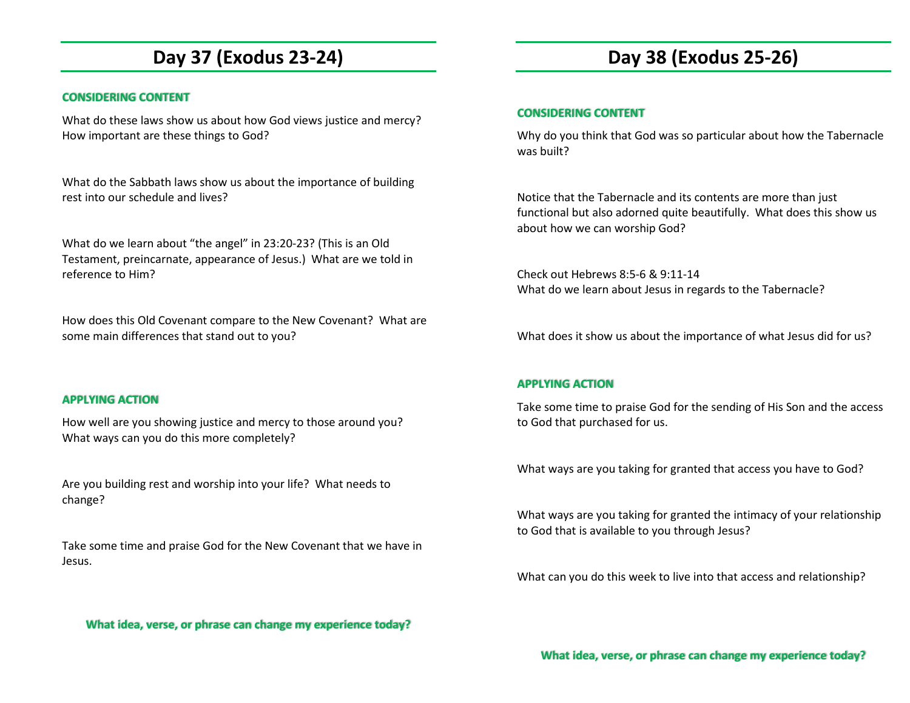# Day 37 (Exodus 23-24)

### CONSIDERING CONTENT

What do these laws show us about how God views justice and mercy? How important are these things to God?

What do the Sabbath laws show us about the importance of building rest into our schedule and lives?

What do we learn about “the angel” in 23:20-23? (This is an Old Testament, preincarnate, appearance of Jesus.) What are we told in reference to Him?

How does this Old Covenant compare to the New Covenant? What are some main differences that stand out to you?

### APPLYING ACTION

How well are you showing justice and mercy to those around you? What ways can you do this more completely?

Are you building rest and worship into your life? What needs to change?

Take some time and praise God for the New Covenant that we have in Jesus.

**What idea, verse, or phrase can change my experience today?**

# Day 38 (Exodus 25-26)

### CONSIDERING CONTENT

Why do you think that God was so particular about how the Tabernacle was built?

Notice that the Tabernacle and its contents are more than just functional but also adorned quite beautifully. What does this show us about how we can worship God?

Check out Hebrews 8:5-6 & 9:11-14
What do we learn about Jesus in regards to the Tabernacle?

What does it show us about the importance of what Jesus did for us?

### APPLYING ACTION

Take some time to praise God for the sending of His Son and the access to God that purchased for us.

What ways are you taking for granted that access you have to God?

What ways are you taking for granted the intimacy of your relationship to God that is available to you through Jesus?

What can you do this week to live into that access and relationship?

**What idea, verse, or phrase can change my experience today?**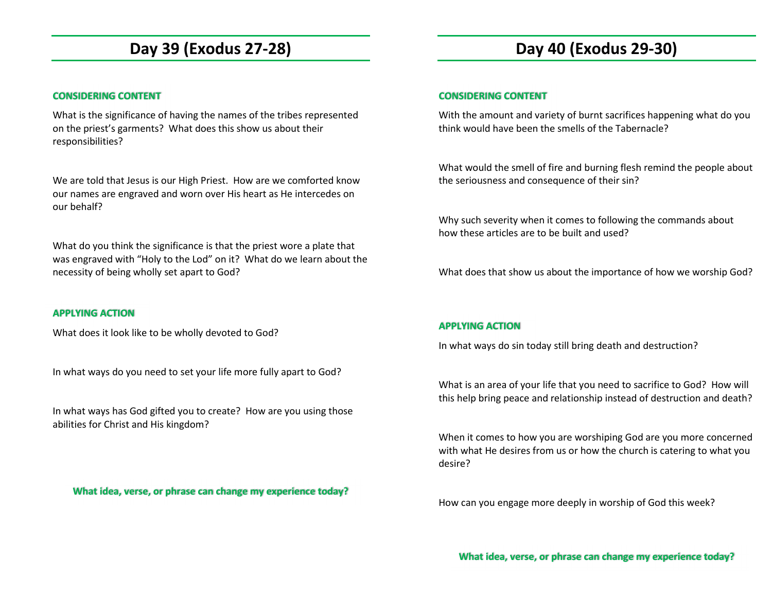# Day 39 (Exodus 27-28)

**CONSIDERING CONTENT**

What is the significance of having the names of the tribes represented on the priest's garments? What does this show us about their responsibilities?

We are told that Jesus is our High Priest. How are we comforted know our names are engraved and worn over His heart as He intercedes on our behalf?

What do you think the significance is that the priest wore a plate that was engraved with "Holy to the Lod" on it? What do we learn about the necessity of being wholly set apart to God?

**APPLYING ACTION**

What does it look like to be wholly devoted to God?

In what ways do you need to set your life more fully apart to God?

In what ways has God gifted you to create? How are you using those abilities for Christ and His kingdom?

**What idea, verse, or phrase can change my experience today?**

# Day 40 (Exodus 29-30)

**CONSIDERING CONTENT**

With the amount and variety of burnt sacrifices happening what do you think would have been the smells of the Tabernacle?

What would the smell of fire and burning flesh remind the people about the seriousness and consequence of their sin?

Why such severity when it comes to following the commands about how these articles are to be built and used?

What does that show us about the importance of how we worship God?

**APPLYING ACTION**

In what ways do sin today still bring death and destruction?

What is an area of your life that you need to sacrifice to God? How will this help bring peace and relationship instead of destruction and death?

When it comes to how you are worshiping God are you more concerned with what He desires from us or how the church is catering to what you desire?

How can you engage more deeply in worship of God this week?

**What idea, verse, or phrase can change my experience today?**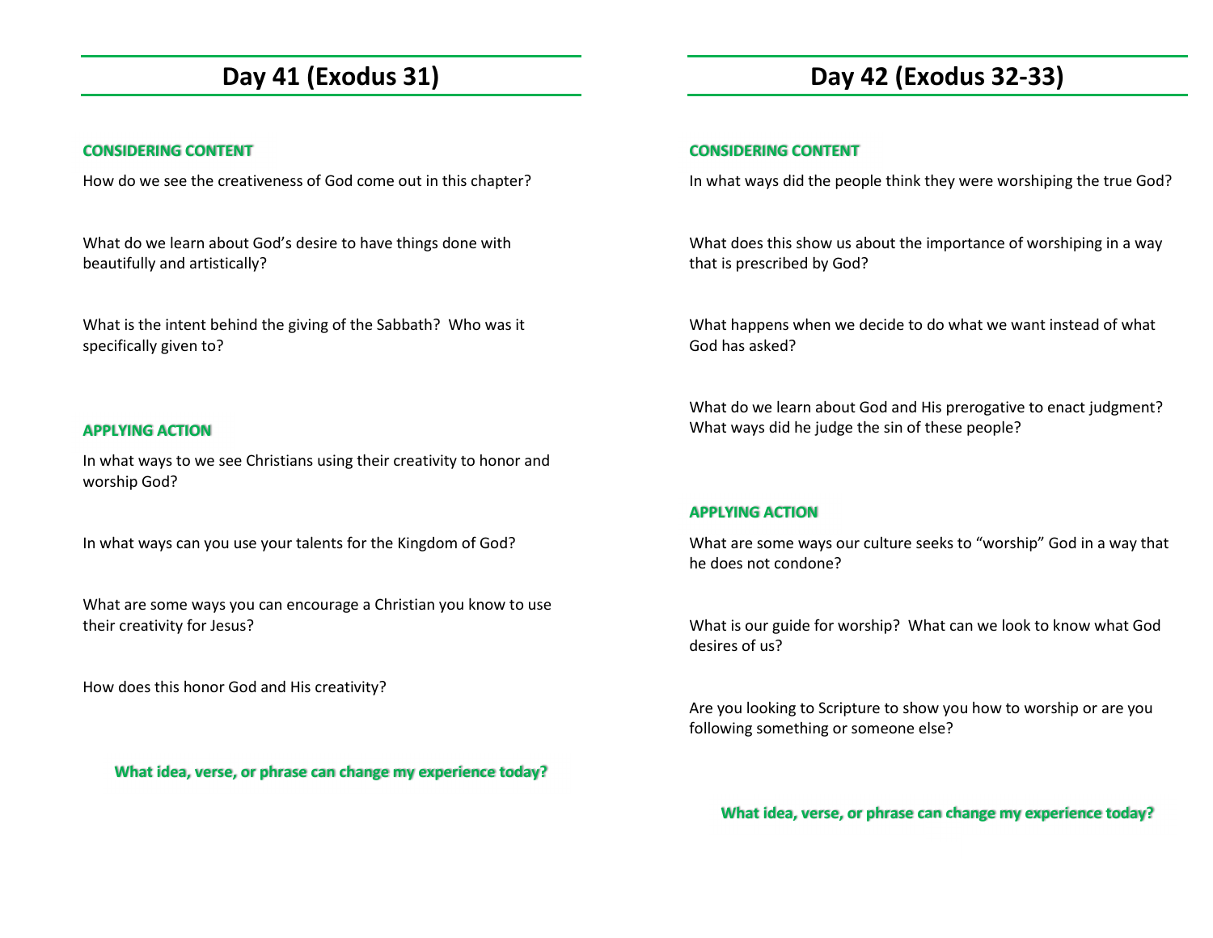# Day 41 (Exodus 31)

### CONSIDERING CONTENT

How do we see the creativeness of God come out in this chapter?

What do we learn about God's desire to have things done with beautifully and artistically?

What is the intent behind the giving of the Sabbath? Who was it specifically given to?

### APPLYING ACTION

In what ways to we see Christians using their creativity to honor and worship God?

In what ways can you use your talents for the Kingdom of God?

What are some ways you can encourage a Christian you know to use their creativity for Jesus?

How does this honor God and His creativity?

**What idea, verse, or phrase can change my experience today?**

# Day 42 (Exodus 32-33)

### CONSIDERING CONTENT

In what ways did the people think they were worshiping the true God?

What does this show us about the importance of worshiping in a way that is prescribed by God?

What happens when we decide to do what we want instead of what God has asked?

What do we learn about God and His prerogative to enact judgment? What ways did he judge the sin of these people?

### APPLYING ACTION

What are some ways our culture seeks to "worship" God in a way that he does not condone?

What is our guide for worship? What can we look to know what God desires of us?

Are you looking to Scripture to show you how to worship or are you following something or someone else?

**What idea, verse, or phrase can change my experience today?**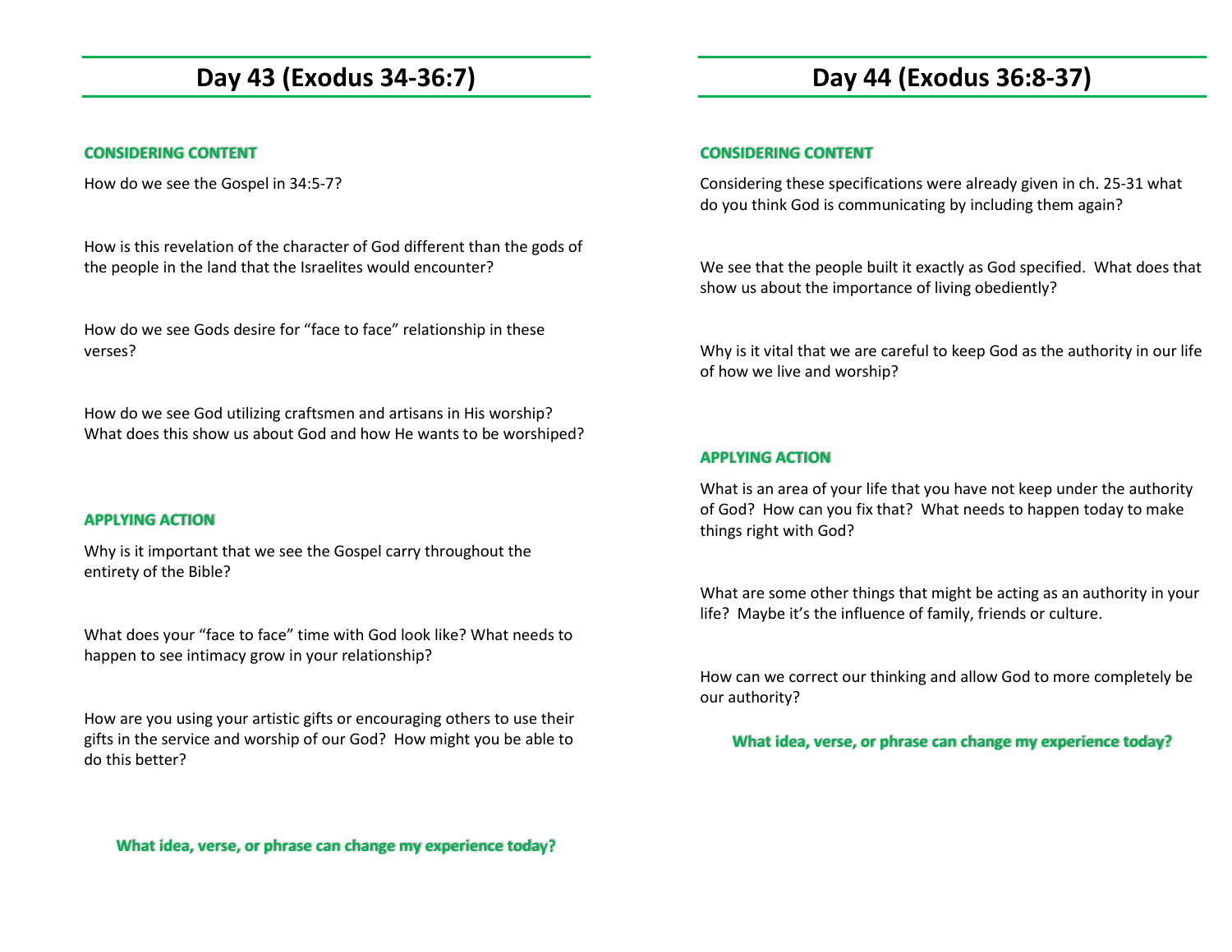# Day 43 (Exodus 34-36:7)

### CONSIDERING CONTENT

How do we see the Gospel in 34:5-7?

How is this revelation of the character of God different than the gods of the people in the land that the Israelites would encounter?

How do we see Gods desire for "face to face" relationship in these verses?

How do we see God utilizing craftsmen and artisans in His worship? What does this show us about God and how He wants to be worshiped?

### APPLYING ACTION

Why is it important that we see the Gospel carry throughout the entirety of the Bible?

What does your "face to face" time with God look like? What needs to happen to see intimacy grow in your relationship?

How are you using your artistic gifts or encouraging others to use their gifts in the service and worship of our God? How might you be able to do this better?

**What idea, verse, or phrase can change my experience today?**

# Day 44 (Exodus 36:8-37)

### CONSIDERING CONTENT

Considering these specifications were already given in ch. 25-31 what do you think God is communicating by including them again?

We see that the people built it exactly as God specified. What does that show us about the importance of living obediently?

Why is it vital that we are careful to keep God as the authority in our life of how we live and worship?

### APPLYING ACTION

What is an area of your life that you have not keep under the authority of God? How can you fix that? What needs to happen today to make things right with God?

What are some other things that might be acting as an authority in your life? Maybe it's the influence of family, friends or culture.

How can we correct our thinking and allow God to more completely be our authority?

**What idea, verse, or phrase can change my experience today?**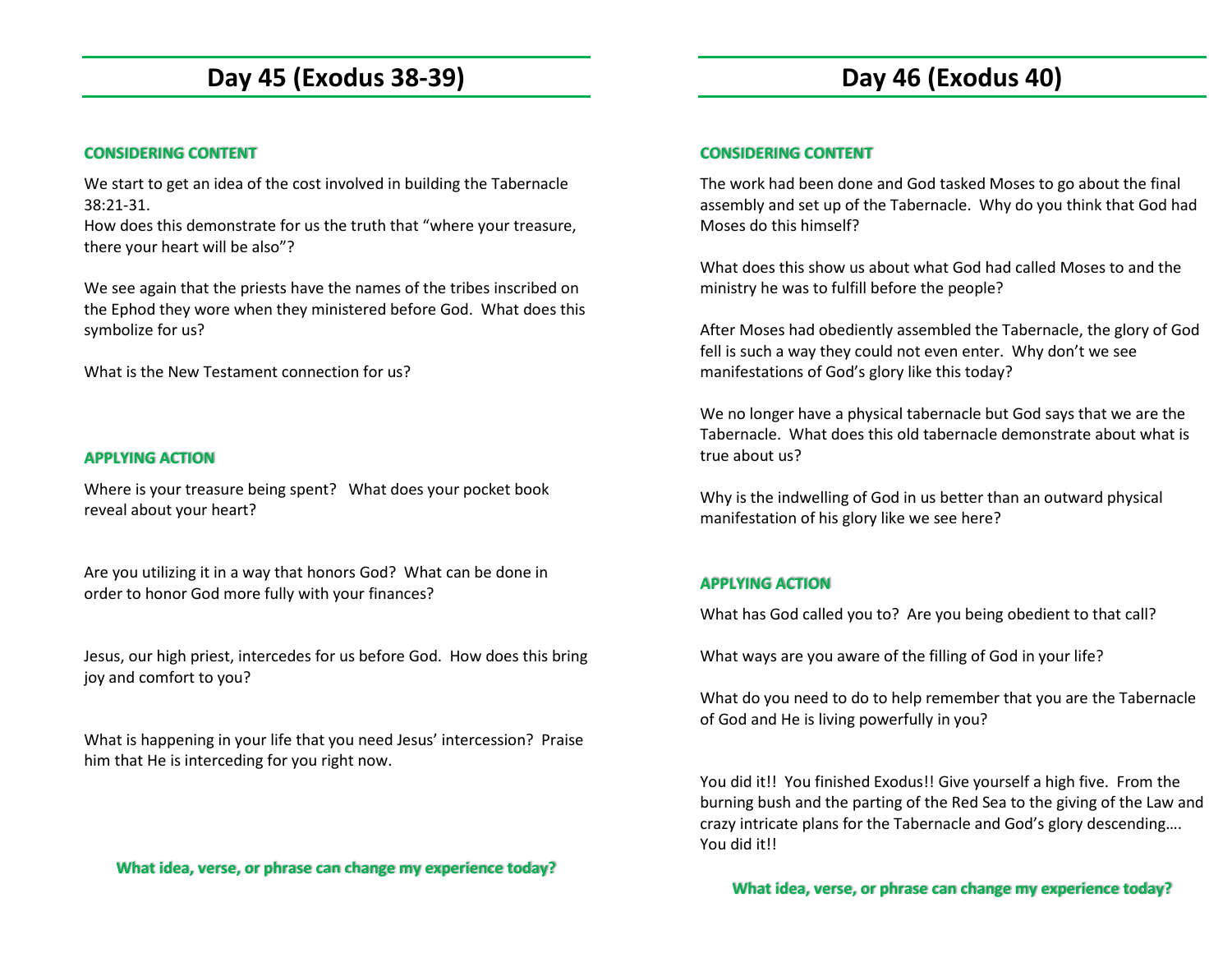# Day 45 (Exodus 38-39)

**CONSIDERING CONTENT**

We start to get an idea of the cost involved in building the Tabernacle 38:21-31.
How does this demonstrate for us the truth that "where your treasure, there your heart will be also"?

We see again that the priests have the names of the tribes inscribed on the Ephod they wore when they ministered before God. What does this symbolize for us?

What is the New Testament connection for us?

**APPLYING ACTION**

Where is your treasure being spent? What does your pocket book reveal about your heart?

Are you utilizing it in a way that honors God? What can be done in order to honor God more fully with your finances?

Jesus, our high priest, intercedes for us before God. How does this bring joy and comfort to you?

What is happening in your life that you need Jesus' intercession? Praise him that He is interceding for you right now.

**What idea, verse, or phrase can change my experience today?**

# Day 46 (Exodus 40)

**CONSIDERING CONTENT**

The work had been done and God tasked Moses to go about the final assembly and set up of the Tabernacle. Why do you think that God had Moses do this himself?

What does this show us about what God had called Moses to and the ministry he was to fulfill before the people?

After Moses had obediently assembled the Tabernacle, the glory of God fell is such a way they could not even enter. Why don't we see manifestations of God's glory like this today?

We no longer have a physical tabernacle but God says that we are the Tabernacle. What does this old tabernacle demonstrate about what is true about us?

Why is the indwelling of God in us better than an outward physical manifestation of his glory like we see here?

**APPLYING ACTION**

What has God called you to? Are you being obedient to that call?

What ways are you aware of the filling of God in your life?

What do you need to do to help remember that you are the Tabernacle of God and He is living powerfully in you?

You did it!! You finished Exodus!! Give yourself a high five. From the burning bush and the parting of the Red Sea to the giving of the Law and crazy intricate plans for the Tabernacle and God's glory descending…. You did it!!

**What idea, verse, or phrase can change my experience today?**